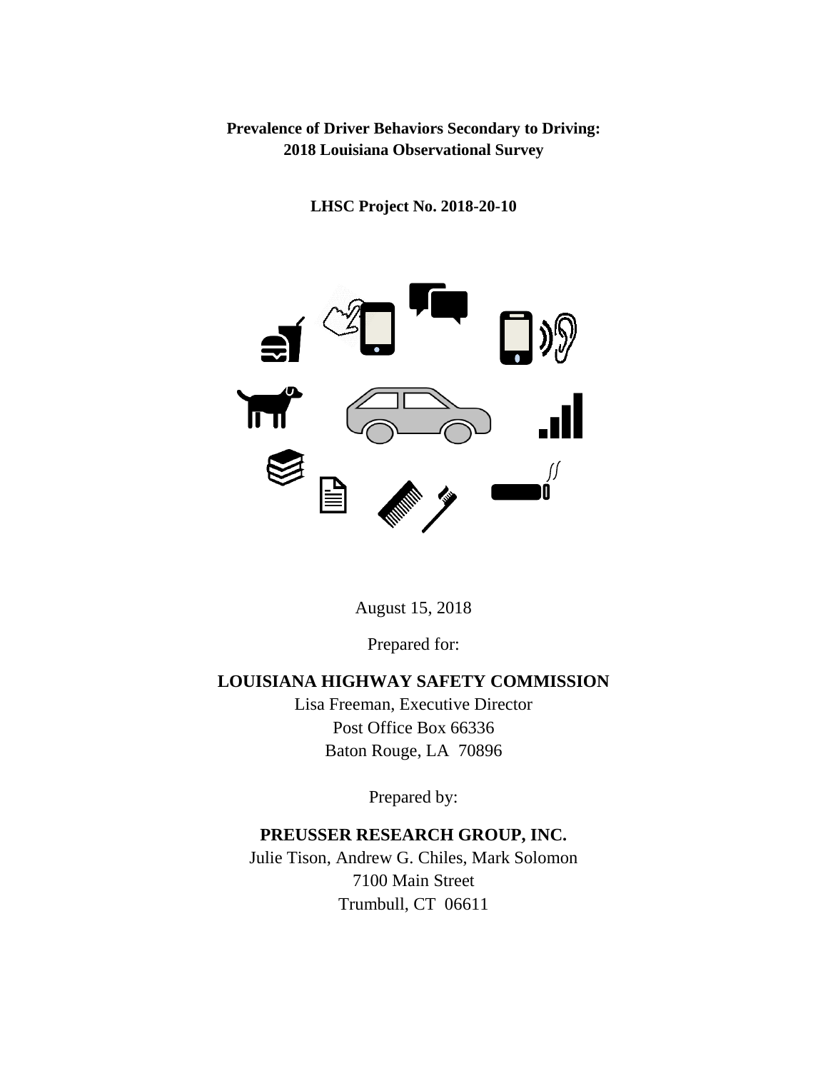**Prevalence of Driver Behaviors Secondary to Driving:**
**2018 Louisiana Observational Survey**

**LHSC Project No. 2018-20-10**

August 15, 2018

Prepared for:

**LOUISIANA HIGHWAY SAFETY COMMISSION**
Lisa Freeman, Executive Director
Post Office Box 66336
Baton Rouge, LA 70896

Prepared by:

**PREUSSER RESEARCH GROUP, INC.**
Julie Tison, Andrew G. Chiles, Mark Solomon
7100 Main Street
Trumbull, CT 06611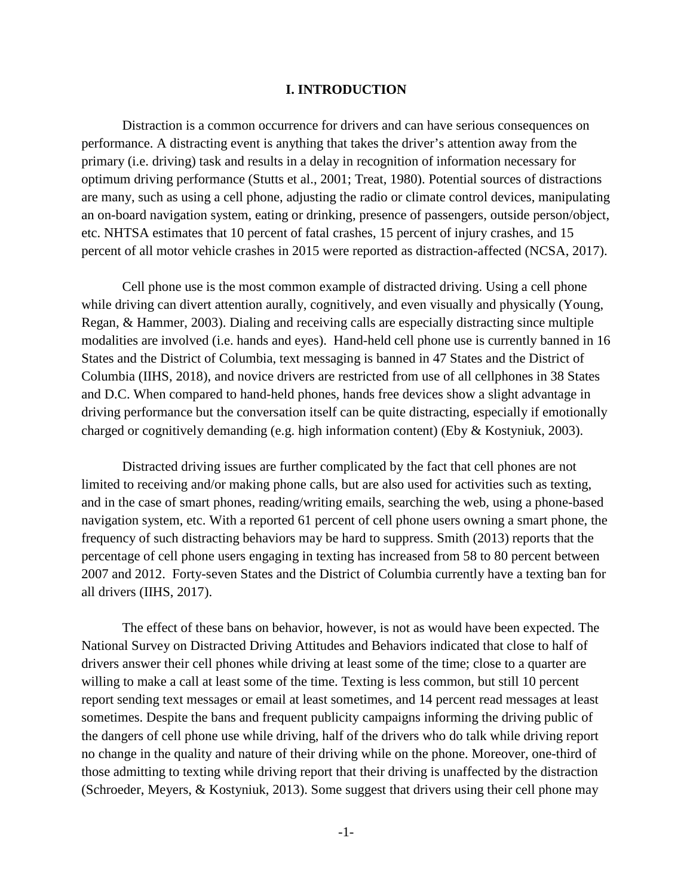# I. INTRODUCTION

Distraction is a common occurrence for drivers and can have serious consequences on performance. A distracting event is anything that takes the driver's attention away from the primary (i.e. driving) task and results in a delay in recognition of information necessary for optimum driving performance (Stutts et al., 2001; Treat, 1980). Potential sources of distractions are many, such as using a cell phone, adjusting the radio or climate control devices, manipulating an on-board navigation system, eating or drinking, presence of passengers, outside person/object, etc. NHTSA estimates that 10 percent of fatal crashes, 15 percent of injury crashes, and 15 percent of all motor vehicle crashes in 2015 were reported as distraction-affected (NCSA, 2017).

Cell phone use is the most common example of distracted driving. Using a cell phone while driving can divert attention aurally, cognitively, and even visually and physically (Young, Regan, & Hammer, 2003). Dialing and receiving calls are especially distracting since multiple modalities are involved (i.e. hands and eyes). Hand-held cell phone use is currently banned in 16 States and the District of Columbia, text messaging is banned in 47 States and the District of Columbia (IIHS, 2018), and novice drivers are restricted from use of all cellphones in 38 States and D.C. When compared to hand-held phones, hands free devices show a slight advantage in driving performance but the conversation itself can be quite distracting, especially if emotionally charged or cognitively demanding (e.g. high information content) (Eby & Kostyniuk, 2003).

Distracted driving issues are further complicated by the fact that cell phones are not limited to receiving and/or making phone calls, but are also used for activities such as texting, and in the case of smart phones, reading/writing emails, searching the web, using a phone-based navigation system, etc. With a reported 61 percent of cell phone users owning a smart phone, the frequency of such distracting behaviors may be hard to suppress. Smith (2013) reports that the percentage of cell phone users engaging in texting has increased from 58 to 80 percent between 2007 and 2012. Forty-seven States and the District of Columbia currently have a texting ban for all drivers (IIHS, 2017).

The effect of these bans on behavior, however, is not as would have been expected. The National Survey on Distracted Driving Attitudes and Behaviors indicated that close to half of drivers answer their cell phones while driving at least some of the time; close to a quarter are willing to make a call at least some of the time. Texting is less common, but still 10 percent report sending text messages or email at least sometimes, and 14 percent read messages at least sometimes. Despite the bans and frequent publicity campaigns informing the driving public of the dangers of cell phone use while driving, half of the drivers who do talk while driving report no change in the quality and nature of their driving while on the phone. Moreover, one-third of those admitting to texting while driving report that their driving is unaffected by the distraction (Schroeder, Meyers, & Kostyniuk, 2013). Some suggest that drivers using their cell phone may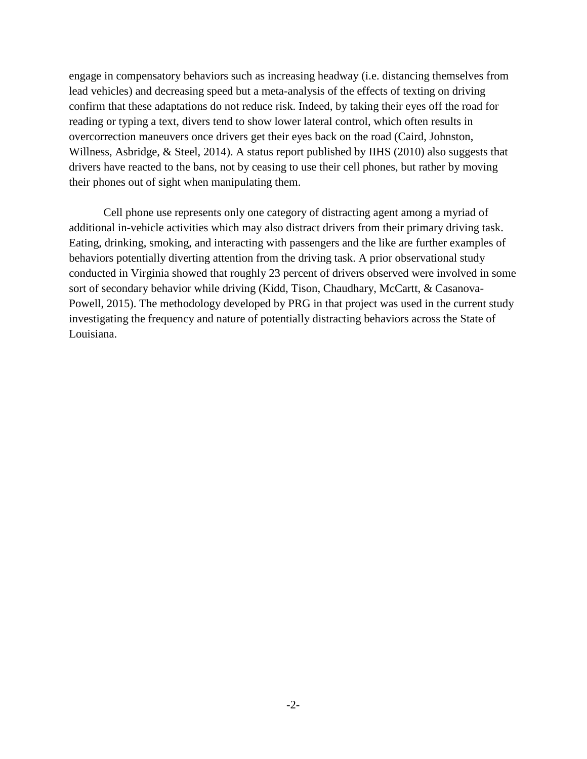engage in compensatory behaviors such as increasing headway (i.e. distancing themselves from lead vehicles) and decreasing speed but a meta-analysis of the effects of texting on driving confirm that these adaptations do not reduce risk. Indeed, by taking their eyes off the road for reading or typing a text, divers tend to show lower lateral control, which often results in overcorrection maneuvers once drivers get their eyes back on the road (Caird, Johnston, Willness, Asbridge, & Steel, 2014). A status report published by IIHS (2010) also suggests that drivers have reacted to the bans, not by ceasing to use their cell phones, but rather by moving their phones out of sight when manipulating them.

Cell phone use represents only one category of distracting agent among a myriad of additional in-vehicle activities which may also distract drivers from their primary driving task. Eating, drinking, smoking, and interacting with passengers and the like are further examples of behaviors potentially diverting attention from the driving task. A prior observational study conducted in Virginia showed that roughly 23 percent of drivers observed were involved in some sort of secondary behavior while driving (Kidd, Tison, Chaudhary, McCartt, & Casanova-Powell, 2015). The methodology developed by PRG in that project was used in the current study investigating the frequency and nature of potentially distracting behaviors across the State of Louisiana.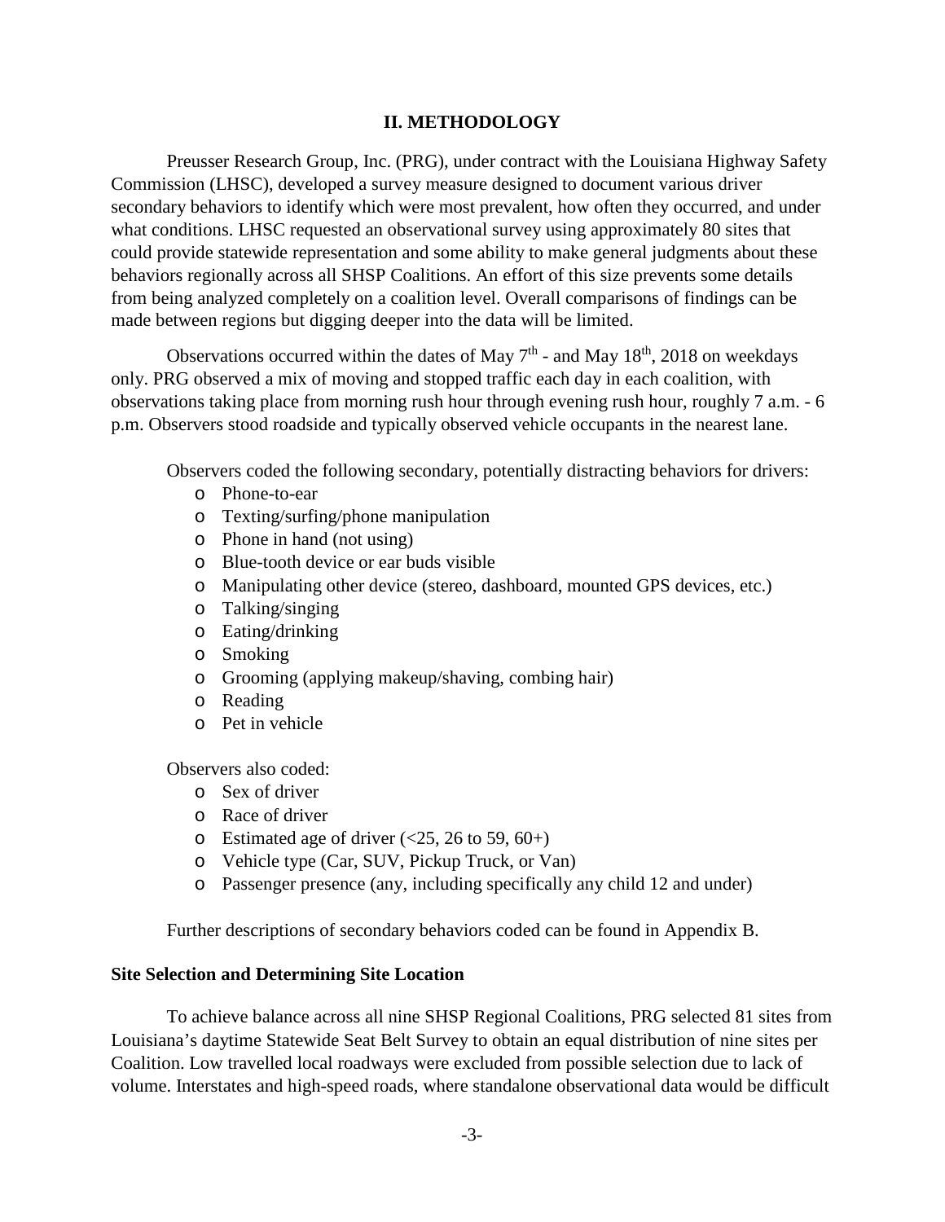## II. METHODOLOGY

Preusser Research Group, Inc. (PRG), under contract with the Louisiana Highway Safety Commission (LHSC), developed a survey measure designed to document various driver secondary behaviors to identify which were most prevalent, how often they occurred, and under what conditions. LHSC requested an observational survey using approximately 80 sites that could provide statewide representation and some ability to make general judgments about these behaviors regionally across all SHSP Coalitions. An effort of this size prevents some details from being analyzed completely on a coalition level. Overall comparisons of findings can be made between regions but digging deeper into the data will be limited.

Observations occurred within the dates of May 7th - and May 18th, 2018 on weekdays only. PRG observed a mix of moving and stopped traffic each day in each coalition, with observations taking place from morning rush hour through evening rush hour, roughly 7 a.m. - 6 p.m. Observers stood roadside and typically observed vehicle occupants in the nearest lane.

Observers coded the following secondary, potentially distracting behaviors for drivers:

- Phone-to-ear
- Texting/surfing/phone manipulation
- Phone in hand (not using)
- Blue-tooth device or ear buds visible
- Manipulating other device (stereo, dashboard, mounted GPS devices, etc.)
- Talking/singing
- Eating/drinking
- Smoking
- Grooming (applying makeup/shaving, combing hair)
- Reading
- Pet in vehicle

Observers also coded:

- Sex of driver
- Race of driver
- Estimated age of driver (<25, 26 to 59, 60+)
- Vehicle type (Car, SUV, Pickup Truck, or Van)
- Passenger presence (any, including specifically any child 12 and under)

Further descriptions of secondary behaviors coded can be found in Appendix B.

### Site Selection and Determining Site Location

To achieve balance across all nine SHSP Regional Coalitions, PRG selected 81 sites from Louisiana's daytime Statewide Seat Belt Survey to obtain an equal distribution of nine sites per Coalition. Low travelled local roadways were excluded from possible selection due to lack of volume. Interstates and high-speed roads, where standalone observational data would be difficult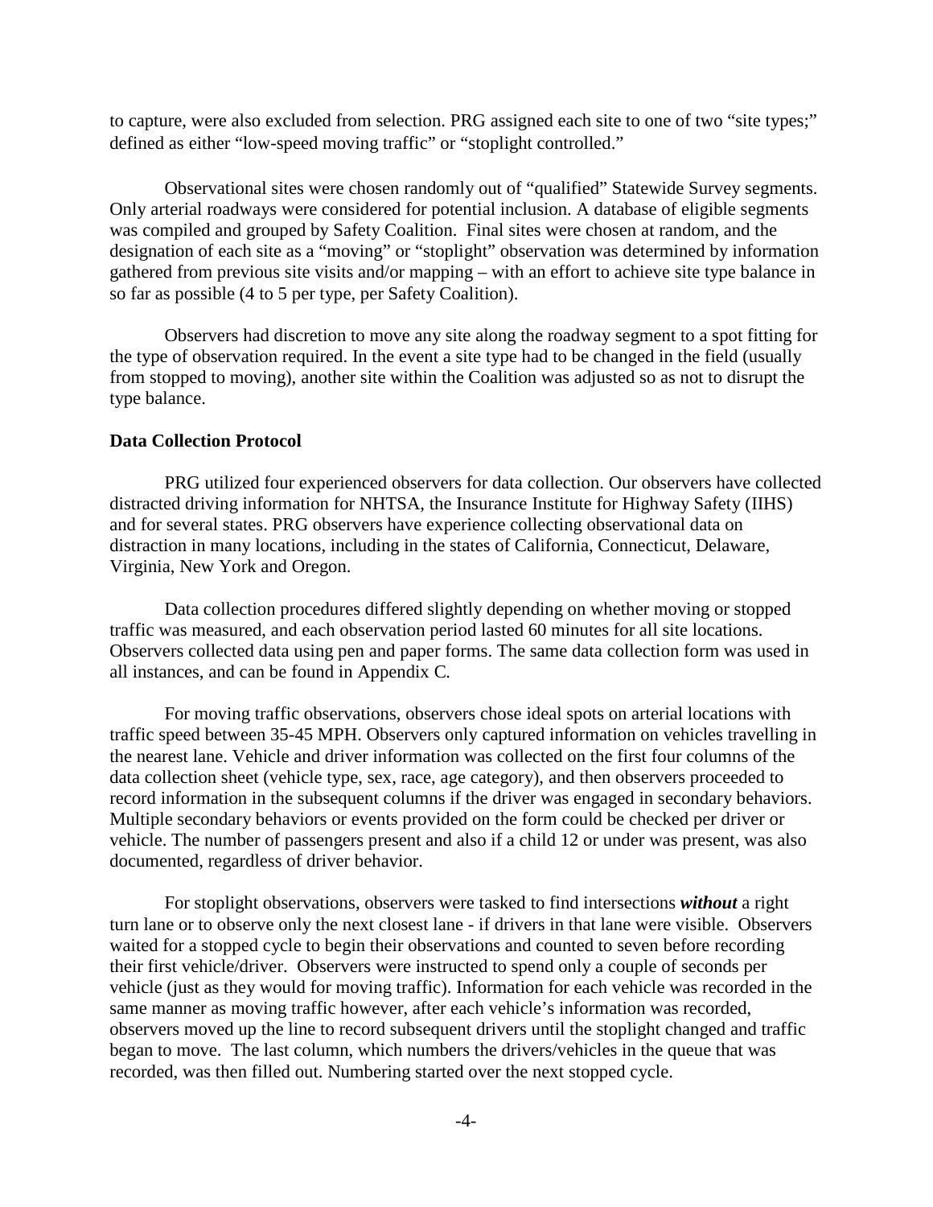to capture, were also excluded from selection. PRG assigned each site to one of two “site types;” defined as either “low-speed moving traffic” or “stoplight controlled.”

Observational sites were chosen randomly out of “qualified” Statewide Survey segments. Only arterial roadways were considered for potential inclusion. A database of eligible segments was compiled and grouped by Safety Coalition. Final sites were chosen at random, and the designation of each site as a “moving” or “stoplight” observation was determined by information gathered from previous site visits and/or mapping – with an effort to achieve site type balance in so far as possible (4 to 5 per type, per Safety Coalition).

Observers had discretion to move any site along the roadway segment to a spot fitting for the type of observation required. In the event a site type had to be changed in the field (usually from stopped to moving), another site within the Coalition was adjusted so as not to disrupt the type balance.

**Data Collection Protocol**

PRG utilized four experienced observers for data collection. Our observers have collected distracted driving information for NHTSA, the Insurance Institute for Highway Safety (IIHS) and for several states. PRG observers have experience collecting observational data on distraction in many locations, including in the states of California, Connecticut, Delaware, Virginia, New York and Oregon.

Data collection procedures differed slightly depending on whether moving or stopped traffic was measured, and each observation period lasted 60 minutes for all site locations. Observers collected data using pen and paper forms. The same data collection form was used in all instances, and can be found in Appendix C.

For moving traffic observations, observers chose ideal spots on arterial locations with traffic speed between 35-45 MPH. Observers only captured information on vehicles travelling in the nearest lane. Vehicle and driver information was collected on the first four columns of the data collection sheet (vehicle type, sex, race, age category), and then observers proceeded to record information in the subsequent columns if the driver was engaged in secondary behaviors. Multiple secondary behaviors or events provided on the form could be checked per driver or vehicle. The number of passengers present and also if a child 12 or under was present, was also documented, regardless of driver behavior.

For stoplight observations, observers were tasked to find intersections ***without*** a right turn lane or to observe only the next closest lane - if drivers in that lane were visible. Observers waited for a stopped cycle to begin their observations and counted to seven before recording their first vehicle/driver. Observers were instructed to spend only a couple of seconds per vehicle (just as they would for moving traffic). Information for each vehicle was recorded in the same manner as moving traffic however, after each vehicle’s information was recorded, observers moved up the line to record subsequent drivers until the stoplight changed and traffic began to move. The last column, which numbers the drivers/vehicles in the queue that was recorded, was then filled out. Numbering started over the next stopped cycle.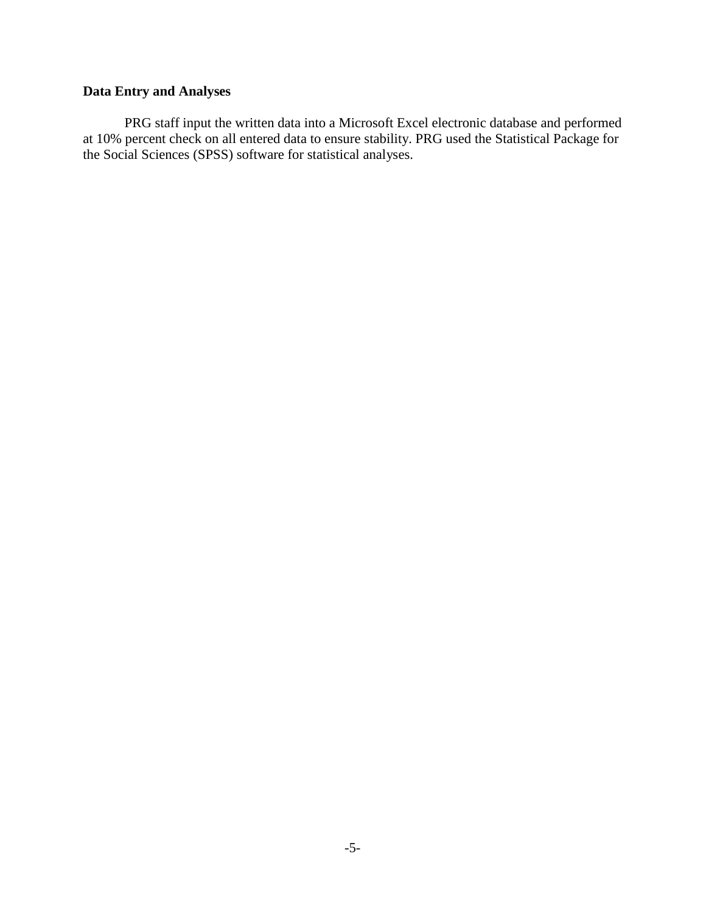### Data Entry and Analyses

PRG staff input the written data into a Microsoft Excel electronic database and performed at 10% percent check on all entered data to ensure stability. PRG used the Statistical Package for the Social Sciences (SPSS) software for statistical analyses.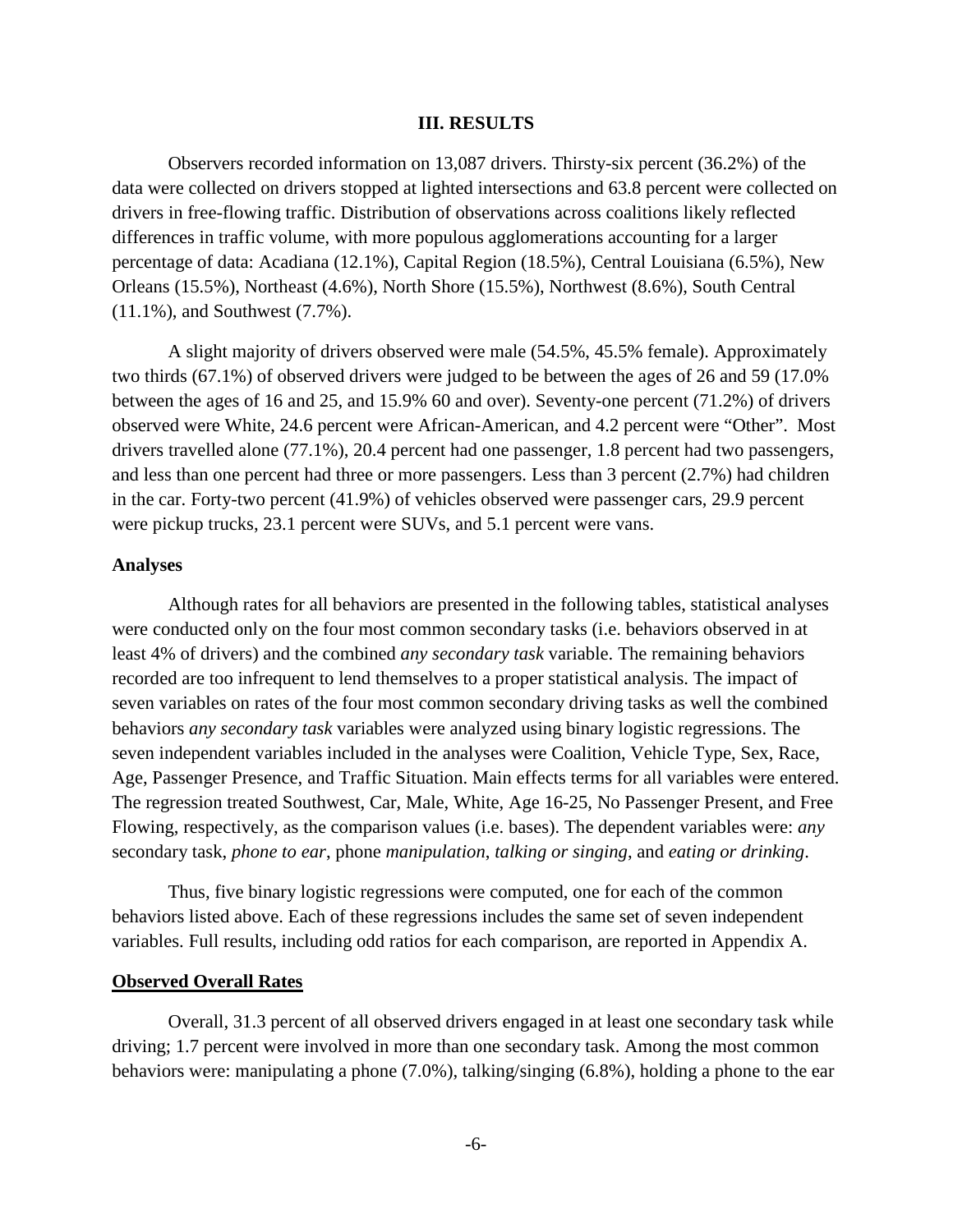## III. RESULTS

Observers recorded information on 13,087 drivers. Thirsty-six percent (36.2%) of the data were collected on drivers stopped at lighted intersections and 63.8 percent were collected on drivers in free-flowing traffic. Distribution of observations across coalitions likely reflected differences in traffic volume, with more populous agglomerations accounting for a larger percentage of data: Acadiana (12.1%), Capital Region (18.5%), Central Louisiana (6.5%), New Orleans (15.5%), Northeast (4.6%), North Shore (15.5%), Northwest (8.6%), South Central (11.1%), and Southwest (7.7%).

A slight majority of drivers observed were male (54.5%, 45.5% female). Approximately two thirds (67.1%) of observed drivers were judged to be between the ages of 26 and 59 (17.0% between the ages of 16 and 25, and 15.9% 60 and over). Seventy-one percent (71.2%) of drivers observed were White, 24.6 percent were African-American, and 4.2 percent were "Other". Most drivers travelled alone (77.1%), 20.4 percent had one passenger, 1.8 percent had two passengers, and less than one percent had three or more passengers. Less than 3 percent (2.7%) had children in the car. Forty-two percent (41.9%) of vehicles observed were passenger cars, 29.9 percent were pickup trucks, 23.1 percent were SUVs, and 5.1 percent were vans.

### Analyses

Although rates for all behaviors are presented in the following tables, statistical analyses were conducted only on the four most common secondary tasks (i.e. behaviors observed in at least 4% of drivers) and the combined *any secondary task* variable. The remaining behaviors recorded are too infrequent to lend themselves to a proper statistical analysis. The impact of seven variables on rates of the four most common secondary driving tasks as well the combined behaviors *any secondary task* variables were analyzed using binary logistic regressions. The seven independent variables included in the analyses were Coalition, Vehicle Type, Sex, Race, Age, Passenger Presence, and Traffic Situation. Main effects terms for all variables were entered. The regression treated Southwest, Car, Male, White, Age 16-25, No Passenger Present, and Free Flowing, respectively, as the comparison values (i.e. bases). The dependent variables were: *any* secondary task, *phone to ear*, phone *manipulation*, *talking or singing*, and *eating or drinking*.

Thus, five binary logistic regressions were computed, one for each of the common behaviors listed above. Each of these regressions includes the same set of seven independent variables. Full results, including odd ratios for each comparison, are reported in Appendix A.

### Observed Overall Rates

Overall, 31.3 percent of all observed drivers engaged in at least one secondary task while driving; 1.7 percent were involved in more than one secondary task. Among the most common behaviors were: manipulating a phone (7.0%), talking/singing (6.8%), holding a phone to the ear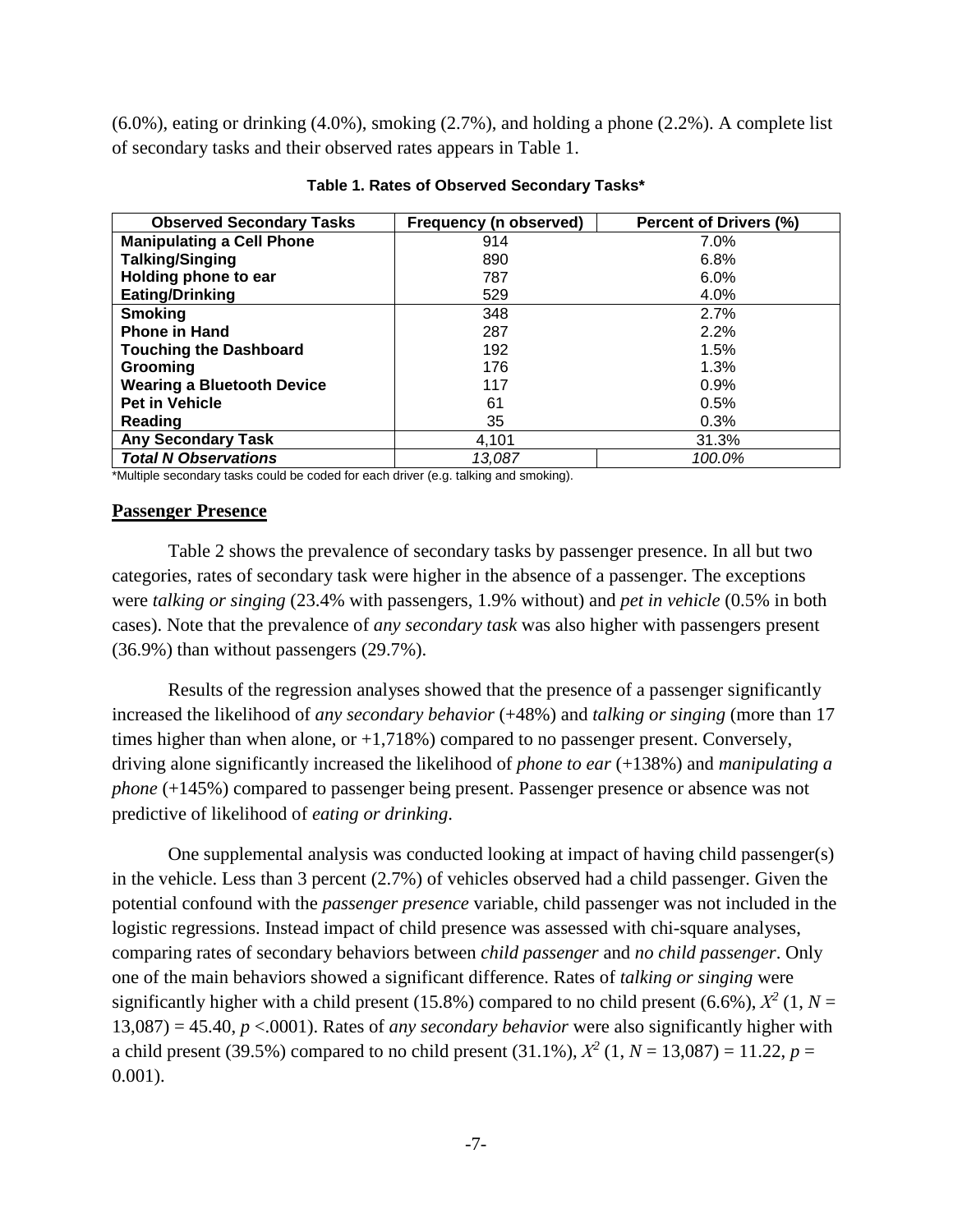(6.0%), eating or drinking (4.0%), smoking (2.7%), and holding a phone (2.2%). A complete list of secondary tasks and their observed rates appears in Table 1.

**Table 1. Rates of Observed Secondary Tasks***

| Observed Secondary Tasks | Frequency (n observed) | Percent of Drivers (%) |
|---|---|---|
| **Manipulating a Cell Phone** | 914 | 7.0% |
| **Talking/Singing** | 890 | 6.8% |
| **Holding phone to ear** | 787 | 6.0% |
| **Eating/Drinking** | 529 | 4.0% |
| **Smoking** | 348 | 2.7% |
| **Phone in Hand** | 287 | 2.2% |
| **Touching the Dashboard** | 192 | 1.5% |
| **Grooming** | 176 | 1.3% |
| **Wearing a Bluetooth Device** | 117 | 0.9% |
| **Pet in Vehicle** | 61 | 0.5% |
| **Reading** | 35 | 0.3% |
| **Any Secondary Task** | 4,101 | 31.3% |
| ***Total N Observations*** | *13,087* | *100.0%* |

*Multiple secondary tasks could be coded for each driver (e.g. talking and smoking).

## Passenger Presence

Table 2 shows the prevalence of secondary tasks by passenger presence. In all but two categories, rates of secondary task were higher in the absence of a passenger. The exceptions were *talking or singing* (23.4% with passengers, 1.9% without) and *pet in vehicle* (0.5% in both cases). Note that the prevalence of *any secondary task* was also higher with passengers present (36.9%) than without passengers (29.7%).

Results of the regression analyses showed that the presence of a passenger significantly increased the likelihood of *any secondary behavior* (+48%) and *talking or singing* (more than 17 times higher than when alone, or +1,718%) compared to no passenger present. Conversely, driving alone significantly increased the likelihood of *phone to ear* (+138%) and *manipulating a phone* (+145%) compared to passenger being present. Passenger presence or absence was not predictive of likelihood of *eating or drinking*.

One supplemental analysis was conducted looking at impact of having child passenger(s) in the vehicle. Less than 3 percent (2.7%) of vehicles observed had a child passenger. Given the potential confound with the *passenger presence* variable, child passenger was not included in the logistic regressions. Instead impact of child presence was assessed with chi-square analyses, comparing rates of secondary behaviors between *child passenger* and *no child passenger*. Only one of the main behaviors showed a significant difference. Rates of *talking or singing* were significantly higher with a child present (15.8%) compared to no child present (6.6%), $X^2$ (1, $N$ = 13,087) = 45.40, $p$ <.0001). Rates of *any secondary behavior* were also significantly higher with a child present (39.5%) compared to no child present (31.1%), $X^2$ (1, $N$ = 13,087) = 11.22, $p$ = 0.001).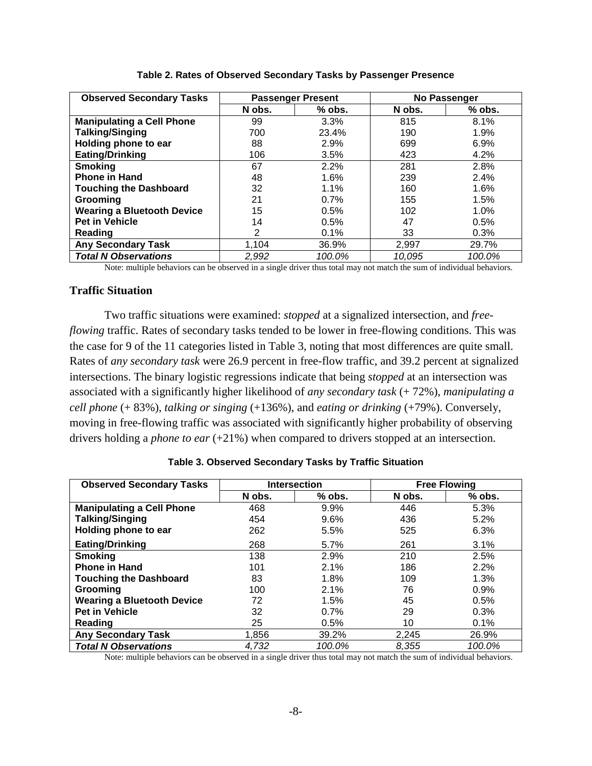**Table 2. Rates of Observed Secondary Tasks by Passenger Presence**

| Observed Secondary Tasks | Passenger Present | | No Passenger | |
|---|---|---|---|---|
| | N obs. | % obs. | N obs. | % obs. |
| **Manipulating a Cell Phone** | 99 | 3.3% | 815 | 8.1% |
| **Talking/Singing** | 700 | 23.4% | 190 | 1.9% |
| **Holding phone to ear** | 88 | 2.9% | 699 | 6.9% |
| **Eating/Drinking** | 106 | 3.5% | 423 | 4.2% |
| **Smoking** | 67 | 2.2% | 281 | 2.8% |
| **Phone in Hand** | 48 | 1.6% | 239 | 2.4% |
| **Touching the Dashboard** | 32 | 1.1% | 160 | 1.6% |
| **Grooming** | 21 | 0.7% | 155 | 1.5% |
| **Wearing a Bluetooth Device** | 15 | 0.5% | 102 | 1.0% |
| **Pet in Vehicle** | 14 | 0.5% | 47 | 0.5% |
| **Reading** | 2 | 0.1% | 33 | 0.3% |
| **Any Secondary Task** | 1,104 | 36.9% | 2,997 | 29.7% |
| ***Total N Observations*** | *2,992* | *100.0%* | *10,095* | *100.0%* |

Note: multiple behaviors can be observed in a single driver thus total may not match the sum of individual behaviors.

### Traffic Situation

Two traffic situations were examined: *stopped* at a signalized intersection, and *free-flowing* traffic. Rates of secondary tasks tended to be lower in free-flowing conditions. This was the case for 9 of the 11 categories listed in Table 3, noting that most differences are quite small. Rates of *any secondary task* were 26.9 percent in free-flow traffic, and 39.2 percent at signalized intersections. The binary logistic regressions indicate that being *stopped* at an intersection was associated with a significantly higher likelihood of *any secondary task* (+ 72%), *manipulating a cell phone* (+ 83%), *talking or singing* (+136%), and *eating or drinking* (+79%). Conversely, moving in free-flowing traffic was associated with significantly higher probability of observing drivers holding a *phone to ear* (+21%) when compared to drivers stopped at an intersection.

**Table 3. Observed Secondary Tasks by Traffic Situation**

| Observed Secondary Tasks | Intersection | | Free Flowing | |
|---|---|---|---|---|
| | N obs. | % obs. | N obs. | % obs. |
| **Manipulating a Cell Phone** | 468 | 9.9% | 446 | 5.3% |
| **Talking/Singing** | 454 | 9.6% | 436 | 5.2% |
| **Holding phone to ear** | 262 | 5.5% | 525 | 6.3% |
| **Eating/Drinking** | 268 | 5.7% | 261 | 3.1% |
| **Smoking** | 138 | 2.9% | 210 | 2.5% |
| **Phone in Hand** | 101 | 2.1% | 186 | 2.2% |
| **Touching the Dashboard** | 83 | 1.8% | 109 | 1.3% |
| **Grooming** | 100 | 2.1% | 76 | 0.9% |
| **Wearing a Bluetooth Device** | 72 | 1.5% | 45 | 0.5% |
| **Pet in Vehicle** | 32 | 0.7% | 29 | 0.3% |
| **Reading** | 25 | 0.5% | 10 | 0.1% |
| **Any Secondary Task** | 1,856 | 39.2% | 2,245 | 26.9% |
| ***Total N Observations*** | *4,732* | *100.0%* | *8,355* | *100.0%* |

Note: multiple behaviors can be observed in a single driver thus total may not match the sum of individual behaviors.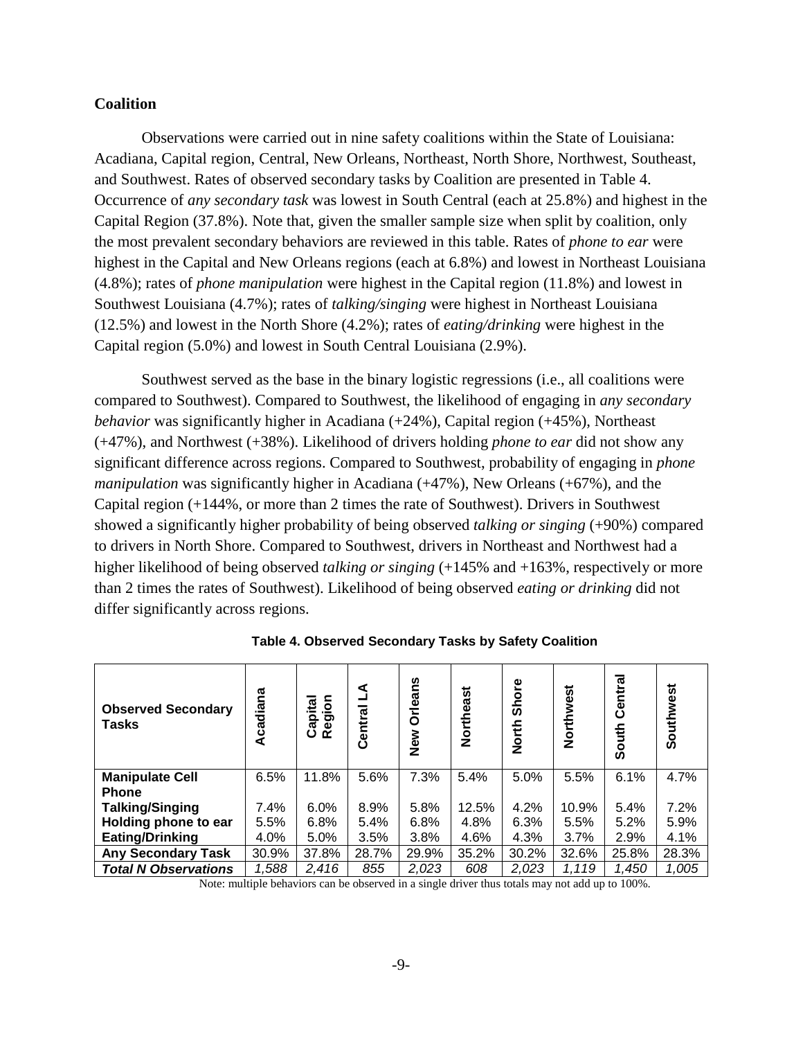### Coalition

Observations were carried out in nine safety coalitions within the State of Louisiana: Acadiana, Capital region, Central, New Orleans, Northeast, North Shore, Northwest, Southeast, and Southwest. Rates of observed secondary tasks by Coalition are presented in Table 4. Occurrence of *any secondary task* was lowest in South Central (each at 25.8%) and highest in the Capital Region (37.8%). Note that, given the smaller sample size when split by coalition, only the most prevalent secondary behaviors are reviewed in this table. Rates of *phone to ear* were highest in the Capital and New Orleans regions (each at 6.8%) and lowest in Northeast Louisiana (4.8%); rates of *phone manipulation* were highest in the Capital region (11.8%) and lowest in Southwest Louisiana (4.7%); rates of *talking/singing* were highest in Northeast Louisiana (12.5%) and lowest in the North Shore (4.2%); rates of *eating/drinking* were highest in the Capital region (5.0%) and lowest in South Central Louisiana (2.9%).

Southwest served as the base in the binary logistic regressions (i.e., all coalitions were compared to Southwest). Compared to Southwest, the likelihood of engaging in *any secondary behavior* was significantly higher in Acadiana (+24%), Capital region (+45%), Northeast (+47%), and Northwest (+38%). Likelihood of drivers holding *phone to ear* did not show any significant difference across regions. Compared to Southwest, probability of engaging in *phone manipulation* was significantly higher in Acadiana (+47%), New Orleans (+67%), and the Capital region (+144%, or more than 2 times the rate of Southwest). Drivers in Southwest showed a significantly higher probability of being observed *talking or singing* (+90%) compared to drivers in North Shore. Compared to Southwest, drivers in Northeast and Northwest had a higher likelihood of being observed *talking or singing* (+145% and +163%, respectively or more than 2 times the rates of Southwest). Likelihood of being observed *eating or drinking* did not differ significantly across regions.

**Table 4. Observed Secondary Tasks by Safety Coalition**

| Observed Secondary Tasks | Acadiana | Capital Region | Central LA | New Orleans | Northeast | North Shore | Northwest | South Central | Southwest |
|---|---|---|---|---|---|---|---|---|---|
| **Manipulate Cell Phone** | 6.5% | 11.8% | 5.6% | 7.3% | 5.4% | 5.0% | 5.5% | 6.1% | 4.7% |
| **Talking/Singing** | 7.4% | 6.0% | 8.9% | 5.8% | 12.5% | 4.2% | 10.9% | 5.4% | 7.2% |
| **Holding phone to ear** | 5.5% | 6.8% | 5.4% | 6.8% | 4.8% | 6.3% | 5.5% | 5.2% | 5.9% |
| **Eating/Drinking** | 4.0% | 5.0% | 3.5% | 3.8% | 4.6% | 4.3% | 3.7% | 2.9% | 4.1% |
| **Any Secondary Task** | 30.9% | 37.8% | 28.7% | 29.9% | 35.2% | 30.2% | 32.6% | 25.8% | 28.3% |
| ***Total N Observations*** | *1,588* | *2,416* | *855* | *2,023* | *608* | *2,023* | *1,119* | *1,450* | *1,005* |

Note: multiple behaviors can be observed in a single driver thus totals may not add up to 100%.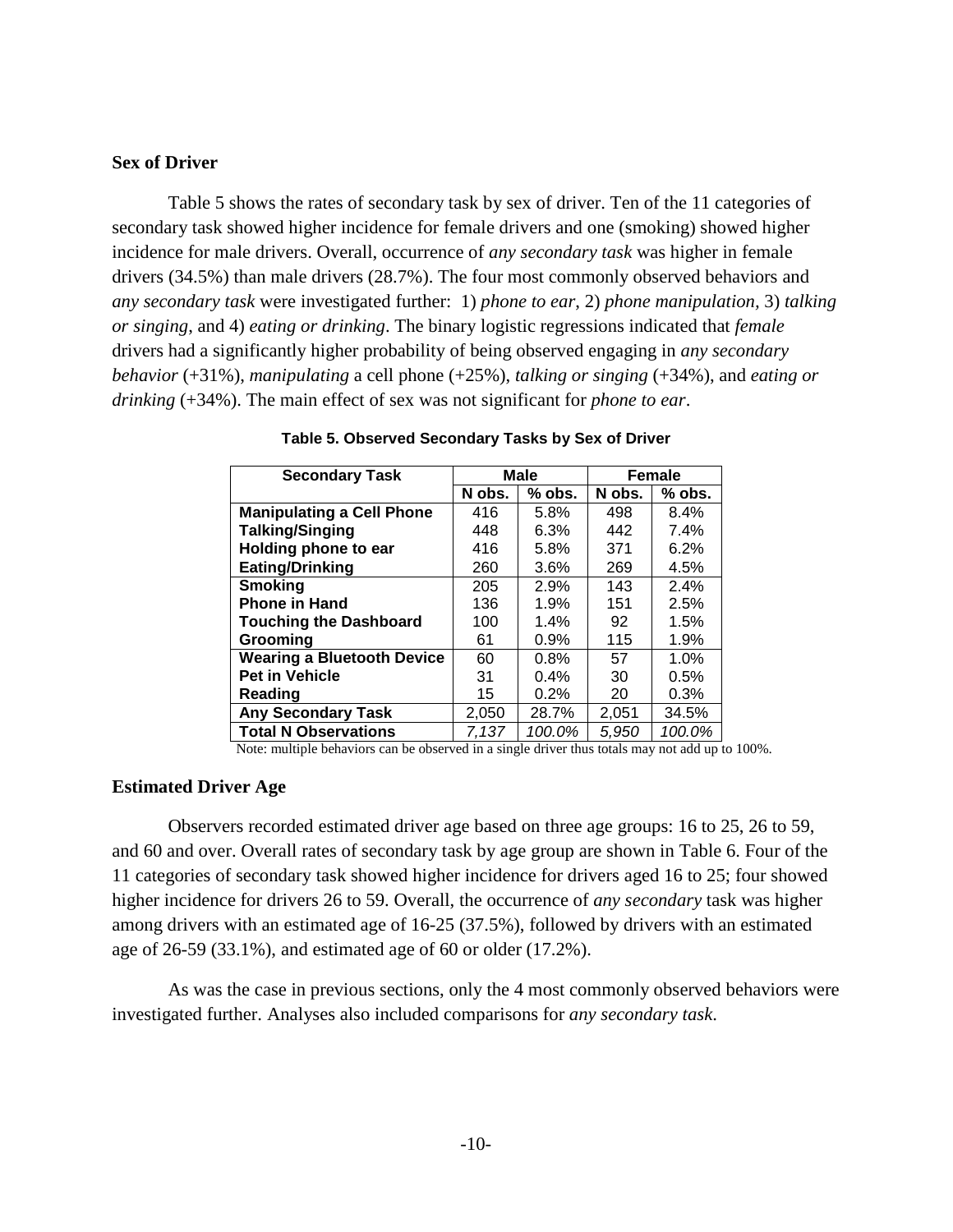### Sex of Driver

Table 5 shows the rates of secondary task by sex of driver. Ten of the 11 categories of secondary task showed higher incidence for female drivers and one (smoking) showed higher incidence for male drivers. Overall, occurrence of *any secondary task* was higher in female drivers (34.5%) than male drivers (28.7%). The four most commonly observed behaviors and *any secondary task* were investigated further: 1) *phone to ear*, 2) *phone manipulation*, 3) *talking or singing*, and 4) *eating or drinking*. The binary logistic regressions indicated that *female* drivers had a significantly higher probability of being observed engaging in *any secondary behavior* (+31%), *manipulating* a cell phone (+25%), *talking or singing* (+34%), and *eating or drinking* (+34%). The main effect of sex was not significant for *phone to ear*.

**Table 5. Observed Secondary Tasks by Sex of Driver**

| Secondary Task | Male | | Female | |
|---|---|---|---|---|
| | N obs. | % obs. | N obs. | % obs. |
| **Manipulating a Cell Phone** | 416 | 5.8% | 498 | 8.4% |
| **Talking/Singing** | 448 | 6.3% | 442 | 7.4% |
| **Holding phone to ear** | 416 | 5.8% | 371 | 6.2% |
| **Eating/Drinking** | 260 | 3.6% | 269 | 4.5% |
| **Smoking** | 205 | 2.9% | 143 | 2.4% |
| **Phone in Hand** | 136 | 1.9% | 151 | 2.5% |
| **Touching the Dashboard** | 100 | 1.4% | 92 | 1.5% |
| **Grooming** | 61 | 0.9% | 115 | 1.9% |
| **Wearing a Bluetooth Device** | 60 | 0.8% | 57 | 1.0% |
| **Pet in Vehicle** | 31 | 0.4% | 30 | 0.5% |
| **Reading** | 15 | 0.2% | 20 | 0.3% |
| **Any Secondary Task** | 2,050 | 28.7% | 2,051 | 34.5% |
| **Total N Observations** | *7,137* | *100.0%* | *5,950* | *100.0%* |

Note: multiple behaviors can be observed in a single driver thus totals may not add up to 100%.

### Estimated Driver Age

Observers recorded estimated driver age based on three age groups: 16 to 25, 26 to 59, and 60 and over. Overall rates of secondary task by age group are shown in Table 6. Four of the 11 categories of secondary task showed higher incidence for drivers aged 16 to 25; four showed higher incidence for drivers 26 to 59. Overall, the occurrence of *any secondary* task was higher among drivers with an estimated age of 16-25 (37.5%), followed by drivers with an estimated age of 26-59 (33.1%), and estimated age of 60 or older (17.2%).

As was the case in previous sections, only the 4 most commonly observed behaviors were investigated further. Analyses also included comparisons for *any secondary task*.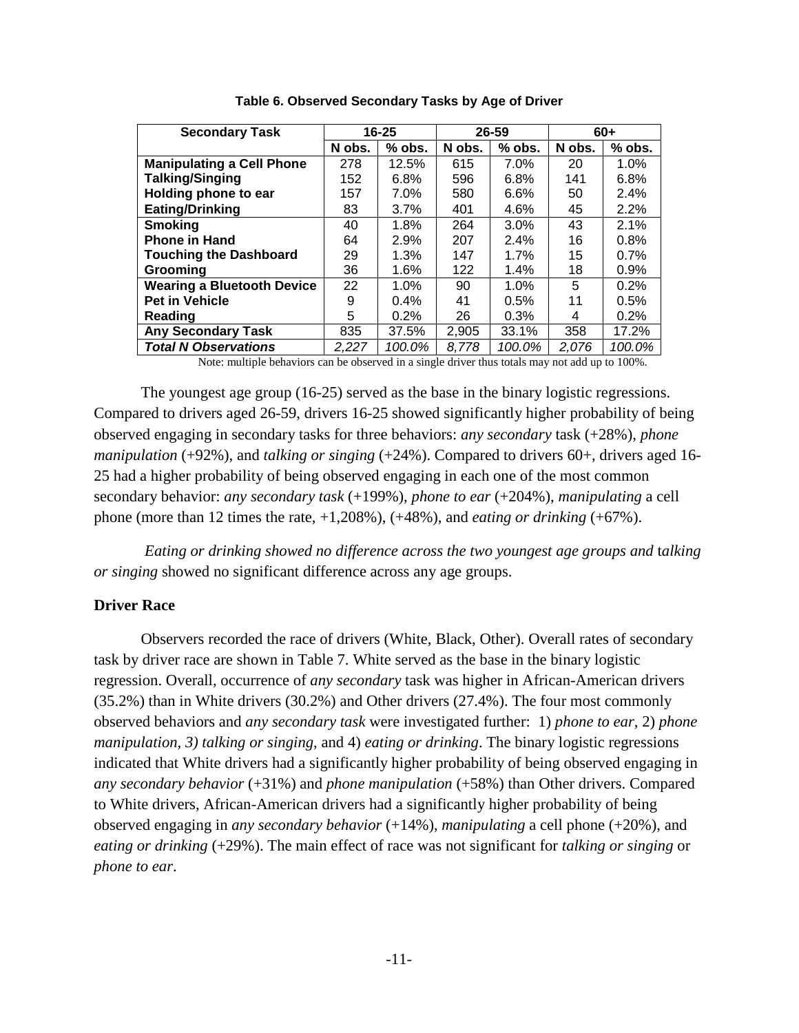**Table 6. Observed Secondary Tasks by Age of Driver**

| Secondary Task | 16-25 | | 26-59 | | 60+ | |
|---|---|---|---|---|---|---|
| | N obs. | % obs. | N obs. | % obs. | N obs. | % obs. |
| **Manipulating a Cell Phone** | 278 | 12.5% | 615 | 7.0% | 20 | 1.0% |
| **Talking/Singing** | 152 | 6.8% | 596 | 6.8% | 141 | 6.8% |
| **Holding phone to ear** | 157 | 7.0% | 580 | 6.6% | 50 | 2.4% |
| **Eating/Drinking** | 83 | 3.7% | 401 | 4.6% | 45 | 2.2% |
| **Smoking** | 40 | 1.8% | 264 | 3.0% | 43 | 2.1% |
| **Phone in Hand** | 64 | 2.9% | 207 | 2.4% | 16 | 0.8% |
| **Touching the Dashboard** | 29 | 1.3% | 147 | 1.7% | 15 | 0.7% |
| **Grooming** | 36 | 1.6% | 122 | 1.4% | 18 | 0.9% |
| **Wearing a Bluetooth Device** | 22 | 1.0% | 90 | 1.0% | 5 | 0.2% |
| **Pet in Vehicle** | 9 | 0.4% | 41 | 0.5% | 11 | 0.5% |
| **Reading** | 5 | 0.2% | 26 | 0.3% | 4 | 0.2% |
| **Any Secondary Task** | 835 | 37.5% | 2,905 | 33.1% | 358 | 17.2% |
| ***Total N Observations*** | *2,227* | *100.0%* | *8,778* | *100.0%* | *2,076* | *100.0%* |

Note: multiple behaviors can be observed in a single driver thus totals may not add up to 100%.

The youngest age group (16-25) served as the base in the binary logistic regressions. Compared to drivers aged 26-59, drivers 16-25 showed significantly higher probability of being observed engaging in secondary tasks for three behaviors: *any secondary* task (+28%), *phone manipulation* (+92%), and *talking or singing* (+24%). Compared to drivers 60+, drivers aged 16-25 had a higher probability of being observed engaging in each one of the most common secondary behavior: *any secondary task* (+199%), *phone to ear* (+204%), *manipulating* a cell phone (more than 12 times the rate, +1,208%), (+48%), and *eating or drinking* (+67%).

*Eating or drinking showed no difference across the two youngest age groups and* t*alking or singing* showed no significant difference across any age groups.

### Driver Race

Observers recorded the race of drivers (White, Black, Other). Overall rates of secondary task by driver race are shown in Table 7. White served as the base in the binary logistic regression. Overall, occurrence of *any secondary* task was higher in African-American drivers (35.2%) than in White drivers (30.2%) and Other drivers (27.4%). The four most commonly observed behaviors and *any secondary task* were investigated further: 1) *phone to ear*, 2) *phone manipulation, 3) talking or singing*, and 4) *eating or drinking*. The binary logistic regressions indicated that White drivers had a significantly higher probability of being observed engaging in *any secondary behavior* (+31%) and *phone manipulation* (+58%) than Other drivers. Compared to White drivers, African-American drivers had a significantly higher probability of being observed engaging in *any secondary behavior* (+14%), *manipulating* a cell phone (+20%), and *eating or drinking* (+29%). The main effect of race was not significant for *talking or singing* or *phone to ear*.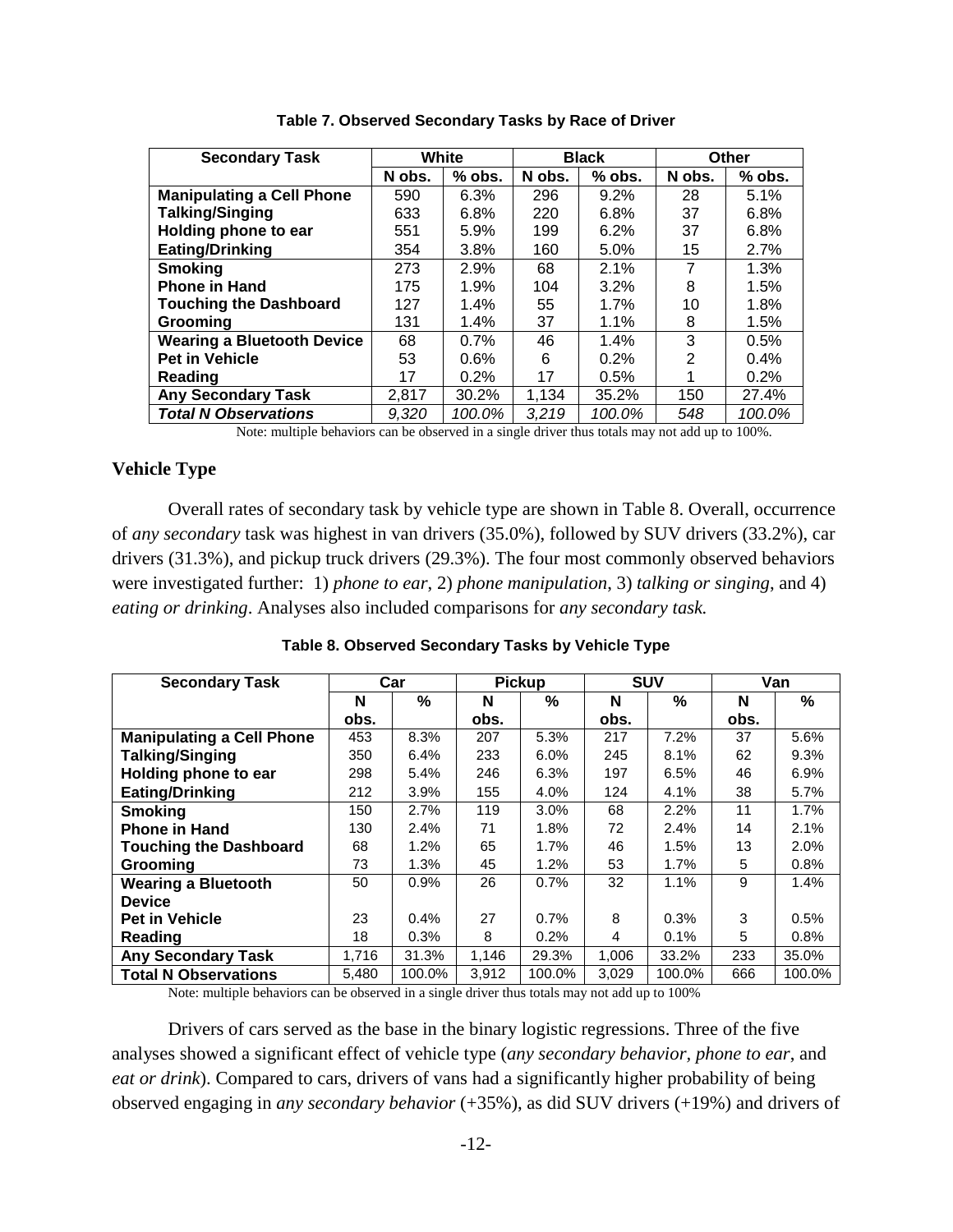**Table 7. Observed Secondary Tasks by Race of Driver**

| Secondary Task | White | | Black | | Other | |
|---|---|---|---|---|---|---|
| | N obs. | % obs. | N obs. | % obs. | N obs. | % obs. |
| **Manipulating a Cell Phone** | 590 | 6.3% | 296 | 9.2% | 28 | 5.1% |
| **Talking/Singing** | 633 | 6.8% | 220 | 6.8% | 37 | 6.8% |
| **Holding phone to ear** | 551 | 5.9% | 199 | 6.2% | 37 | 6.8% |
| **Eating/Drinking** | 354 | 3.8% | 160 | 5.0% | 15 | 2.7% |
| **Smoking** | 273 | 2.9% | 68 | 2.1% | 7 | 1.3% |
| **Phone in Hand** | 175 | 1.9% | 104 | 3.2% | 8 | 1.5% |
| **Touching the Dashboard** | 127 | 1.4% | 55 | 1.7% | 10 | 1.8% |
| **Grooming** | 131 | 1.4% | 37 | 1.1% | 8 | 1.5% |
| **Wearing a Bluetooth Device** | 68 | 0.7% | 46 | 1.4% | 3 | 0.5% |
| **Pet in Vehicle** | 53 | 0.6% | 6 | 0.2% | 2 | 0.4% |
| **Reading** | 17 | 0.2% | 17 | 0.5% | 1 | 0.2% |
| **Any Secondary Task** | 2,817 | 30.2% | 1,134 | 35.2% | 150 | 27.4% |
| ***Total N Observations*** | *9,320* | *100.0%* | *3,219* | *100.0%* | *548* | *100.0%* |

Note: multiple behaviors can be observed in a single driver thus totals may not add up to 100%.

### Vehicle Type

Overall rates of secondary task by vehicle type are shown in Table 8. Overall, occurrence of *any secondary* task was highest in van drivers (35.0%), followed by SUV drivers (33.2%), car drivers (31.3%), and pickup truck drivers (29.3%). The four most commonly observed behaviors were investigated further: 1) *phone to ear*, 2) *phone manipulation*, 3) *talking or singing*, and 4) *eating or drinking*. Analyses also included comparisons for *any secondary task.*

**Table 8. Observed Secondary Tasks by Vehicle Type**

| Secondary Task | Car | | Pickup | | SUV | | Van | |
|---|---|---|---|---|---|---|---|---|
| | N obs. | % | N obs. | % | N obs. | % | N obs. | % |
| **Manipulating a Cell Phone** | 453 | 8.3% | 207 | 5.3% | 217 | 7.2% | 37 | 5.6% |
| **Talking/Singing** | 350 | 6.4% | 233 | 6.0% | 245 | 8.1% | 62 | 9.3% |
| **Holding phone to ear** | 298 | 5.4% | 246 | 6.3% | 197 | 6.5% | 46 | 6.9% |
| **Eating/Drinking** | 212 | 3.9% | 155 | 4.0% | 124 | 4.1% | 38 | 5.7% |
| **Smoking** | 150 | 2.7% | 119 | 3.0% | 68 | 2.2% | 11 | 1.7% |
| **Phone in Hand** | 130 | 2.4% | 71 | 1.8% | 72 | 2.4% | 14 | 2.1% |
| **Touching the Dashboard** | 68 | 1.2% | 65 | 1.7% | 46 | 1.5% | 13 | 2.0% |
| **Grooming** | 73 | 1.3% | 45 | 1.2% | 53 | 1.7% | 5 | 0.8% |
| **Wearing a Bluetooth Device** | 50 | 0.9% | 26 | 0.7% | 32 | 1.1% | 9 | 1.4% |
| **Pet in Vehicle** | 23 | 0.4% | 27 | 0.7% | 8 | 0.3% | 3 | 0.5% |
| **Reading** | 18 | 0.3% | 8 | 0.2% | 4 | 0.1% | 5 | 0.8% |
| **Any Secondary Task** | 1,716 | 31.3% | 1,146 | 29.3% | 1,006 | 33.2% | 233 | 35.0% |
| **Total N Observations** | 5,480 | 100.0% | 3,912 | 100.0% | 3,029 | 100.0% | 666 | 100.0% |

Note: multiple behaviors can be observed in a single driver thus totals may not add up to 100%

Drivers of cars served as the base in the binary logistic regressions. Three of the five analyses showed a significant effect of vehicle type (*any secondary behavior, phone to ear*, and *eat or drink*). Compared to cars, drivers of vans had a significantly higher probability of being observed engaging in *any secondary behavior* (+35%), as did SUV drivers (+19%) and drivers of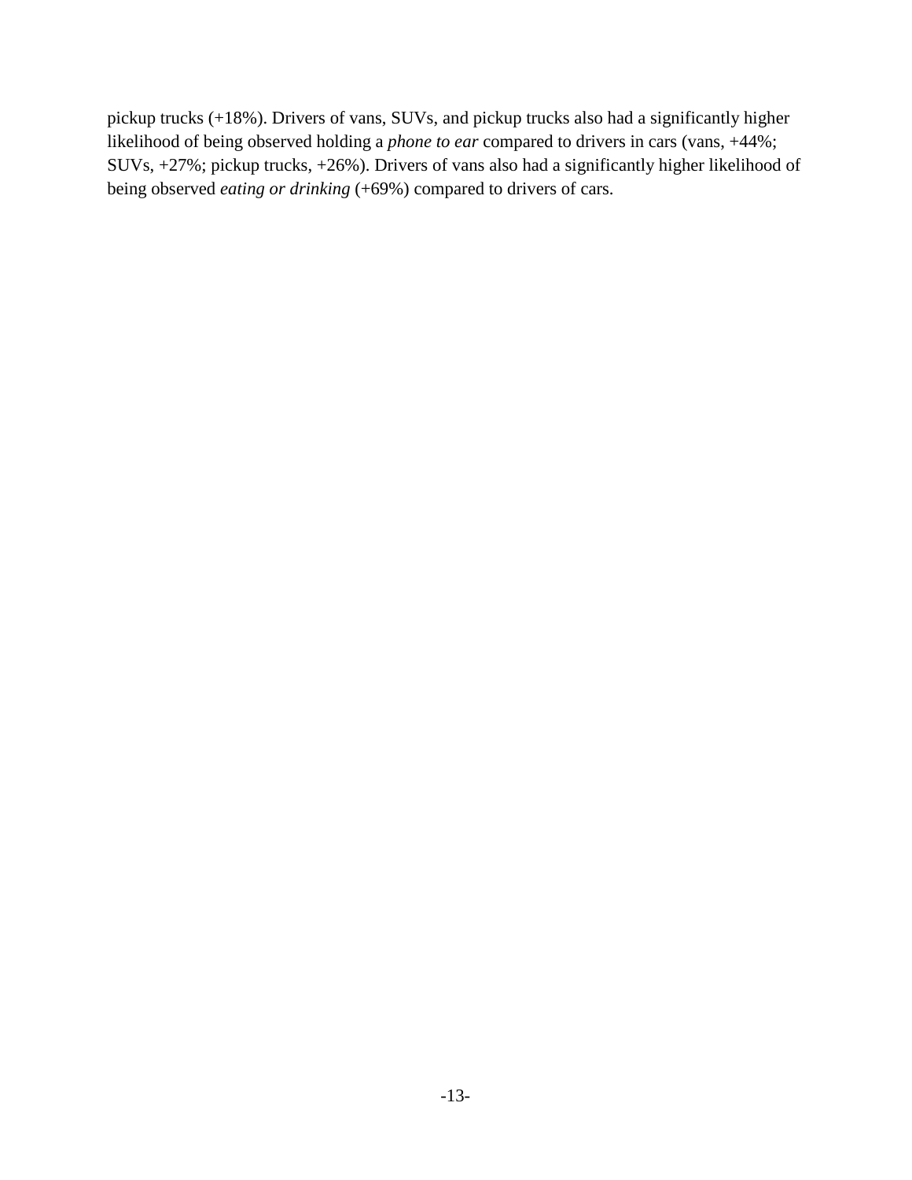pickup trucks (+18%). Drivers of vans, SUVs, and pickup trucks also had a significantly higher likelihood of being observed holding a *phone to ear* compared to drivers in cars (vans, +44%; SUVs, +27%; pickup trucks, +26%). Drivers of vans also had a significantly higher likelihood of being observed *eating or drinking* (+69%) compared to drivers of cars.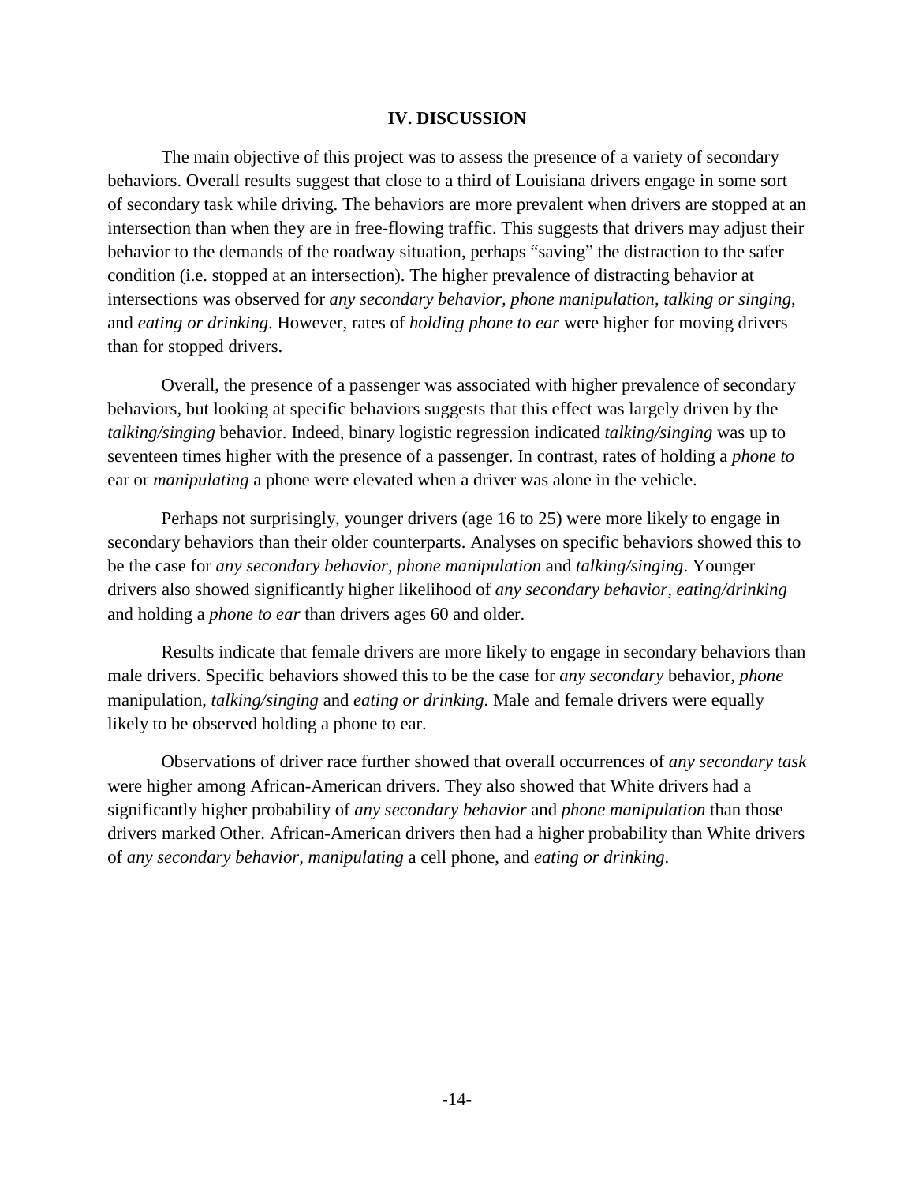## IV. DISCUSSION

The main objective of this project was to assess the presence of a variety of secondary behaviors. Overall results suggest that close to a third of Louisiana drivers engage in some sort of secondary task while driving. The behaviors are more prevalent when drivers are stopped at an intersection than when they are in free-flowing traffic. This suggests that drivers may adjust their behavior to the demands of the roadway situation, perhaps "saving" the distraction to the safer condition (i.e. stopped at an intersection). The higher prevalence of distracting behavior at intersections was observed for *any secondary behavior, phone manipulation*, *talking or singing*, and *eating or drinking*. However, rates of *holding phone to ear* were higher for moving drivers than for stopped drivers.

Overall, the presence of a passenger was associated with higher prevalence of secondary behaviors, but looking at specific behaviors suggests that this effect was largely driven by the *talking/singing* behavior. Indeed, binary logistic regression indicated *talking/singing* was up to seventeen times higher with the presence of a passenger. In contrast, rates of holding a *phone to* ear or *manipulating* a phone were elevated when a driver was alone in the vehicle.

Perhaps not surprisingly, younger drivers (age 16 to 25) were more likely to engage in secondary behaviors than their older counterparts. Analyses on specific behaviors showed this to be the case for *any secondary behavior, phone manipulation* and *talking/singing*. Younger drivers also showed significantly higher likelihood of *any secondary behavior, eating/drinking* and holding a *phone to ear* than drivers ages 60 and older.

Results indicate that female drivers are more likely to engage in secondary behaviors than male drivers. Specific behaviors showed this to be the case for *any secondary* behavior, *phone* manipulation, *talking/singing* and *eating or drinking*. Male and female drivers were equally likely to be observed holding a phone to ear.

Observations of driver race further showed that overall occurrences of *any secondary task* were higher among African-American drivers. They also showed that White drivers had a significantly higher probability of *any secondary behavior* and *phone manipulation* than those drivers marked Other. African-American drivers then had a higher probability than White drivers of *any secondary behavior, manipulating* a cell phone, and *eating or drinking*.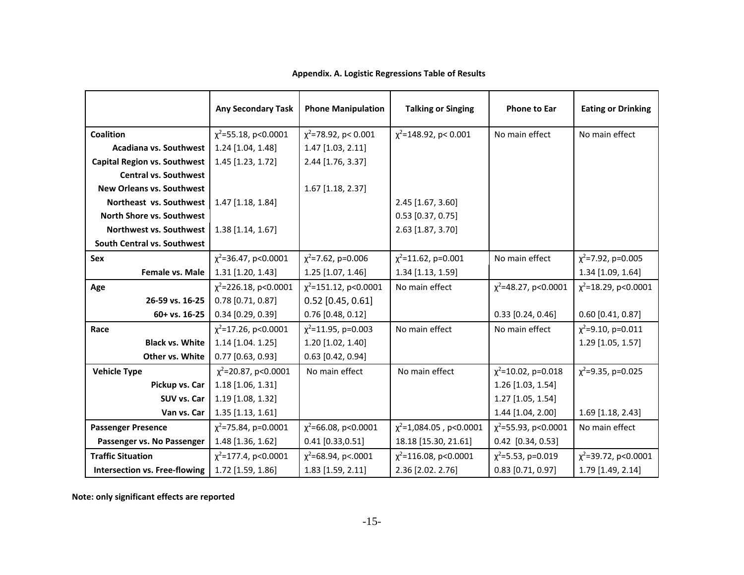**Appendix. A. Logistic Regressions Table of Results**

| | Any Secondary Task | Phone Manipulation | Talking or Singing | Phone to Ear | Eating or Drinking |
|---|---|---|---|---|---|
| **Coalition** | $\chi^2$=55.18, p<0.0001 | $\chi^2$=78.92, p< 0.001 | $\chi^2$=148.92, p< 0.001 | No main effect | No main effect |
| **Acadiana vs. Southwest** | 1.24 [1.04, 1.48] | 1.47 [1.03, 2.11] | | | |
| **Capital Region vs. Southwest** | 1.45 [1.23, 1.72] | 2.44 [1.76, 3.37] | | | |
| **Central vs. Southwest** | | | | | |
| **New Orleans vs. Southwest** | | 1.67 [1.18, 2.37] | | | |
| **Northeast vs. Southwest** | 1.47 [1.18, 1.84] | | 2.45 [1.67, 3.60] | | |
| **North Shore vs. Southwest** | | | 0.53 [0.37, 0.75] | | |
| **Northwest vs. Southwest** | 1.38 [1.14, 1.67] | | 2.63 [1.87, 3.70] | | |
| **South Central vs. Southwest** | | | | | |
| **Sex** | $\chi^2$=36.47, p<0.0001 | $\chi^2$=7.62, p=0.006 | $\chi^2$=11.62, p=0.001 | No main effect | $\chi^2$=7.92, p=0.005 |
| **Female vs. Male** | 1.31 [1.20, 1.43] | 1.25 [1.07, 1.46] | 1.34 [1.13, 1.59] | | 1.34 [1.09, 1.64] |
| **Age** | $\chi^2$=226.18, p<0.0001 | $\chi^2$=151.12, p<0.0001 | No main effect | $\chi^2$=48.27, p<0.0001 | $\chi^2$=18.29, p<0.0001 |
| **26-59 vs. 16-25** | 0.78 [0.71, 0.87] | 0.52 [0.45, 0.61] | | | |
| **60+ vs. 16-25** | 0.34 [0.29, 0.39] | 0.76 [0.48, 0.12] | | 0.33 [0.24, 0.46] | 0.60 [0.41, 0.87] |
| **Race** | $\chi^2$=17.26, p<0.0001 | $\chi^2$=11.95, p=0.003 | No main effect | No main effect | $\chi^2$=9.10, p=0.011 |
| **Black vs. White** | 1.14 [1.04. 1.25] | 1.20 [1.02, 1.40] | | | 1.29 [1.05, 1.57] |
| **Other vs. White** | 0.77 [0.63, 0.93] | 0.63 [0.42, 0.94] | | | |
| **Vehicle Type** | $\chi^2$=20.87, p<0.0001 | No main effect | No main effect | $\chi^2$=10.02, p=0.018 | $\chi^2$=9.35, p=0.025 |
| **Pickup vs. Car** | 1.18 [1.06, 1.31] | | | 1.26 [1.03, 1.54] | |
| **SUV vs. Car** | 1.19 [1.08, 1.32] | | | 1.27 [1.05, 1.54] | |
| **Van vs. Car** | 1.35 [1.13, 1.61] | | | 1.44 [1.04, 2.00] | 1.69 [1.18, 2.43] |
| **Passenger Presence** | $\chi^2$=75.84, p=0.0001 | $\chi^2$=66.08, p<0.0001 | $\chi^2$=1,084.05 , p<0.0001 | $\chi^2$=55.93, p<0.0001 | No main effect |
| **Passenger vs. No Passenger** | 1.48 [1.36, 1.62] | 0.41 [0.33,0.51] | 18.18 [15.30, 21.61] | 0.42 [0.34, 0.53] | |
| **Traffic Situation** | $\chi^2$=177.4, p<0.0001 | $\chi^2$=68.94, p<.0001 | $\chi^2$=116.08, p<0.0001 | $\chi^2$=5.53, p=0.019 | $\chi^2$=39.72, p<0.0001 |
| **Intersection vs. Free-flowing** | 1.72 [1.59, 1.86] | 1.83 [1.59, 2.11] | 2.36 [2.02. 2.76] | 0.83 [0.71, 0.97] | 1.79 [1.49, 2.14] |

**Note: only significant effects are reported**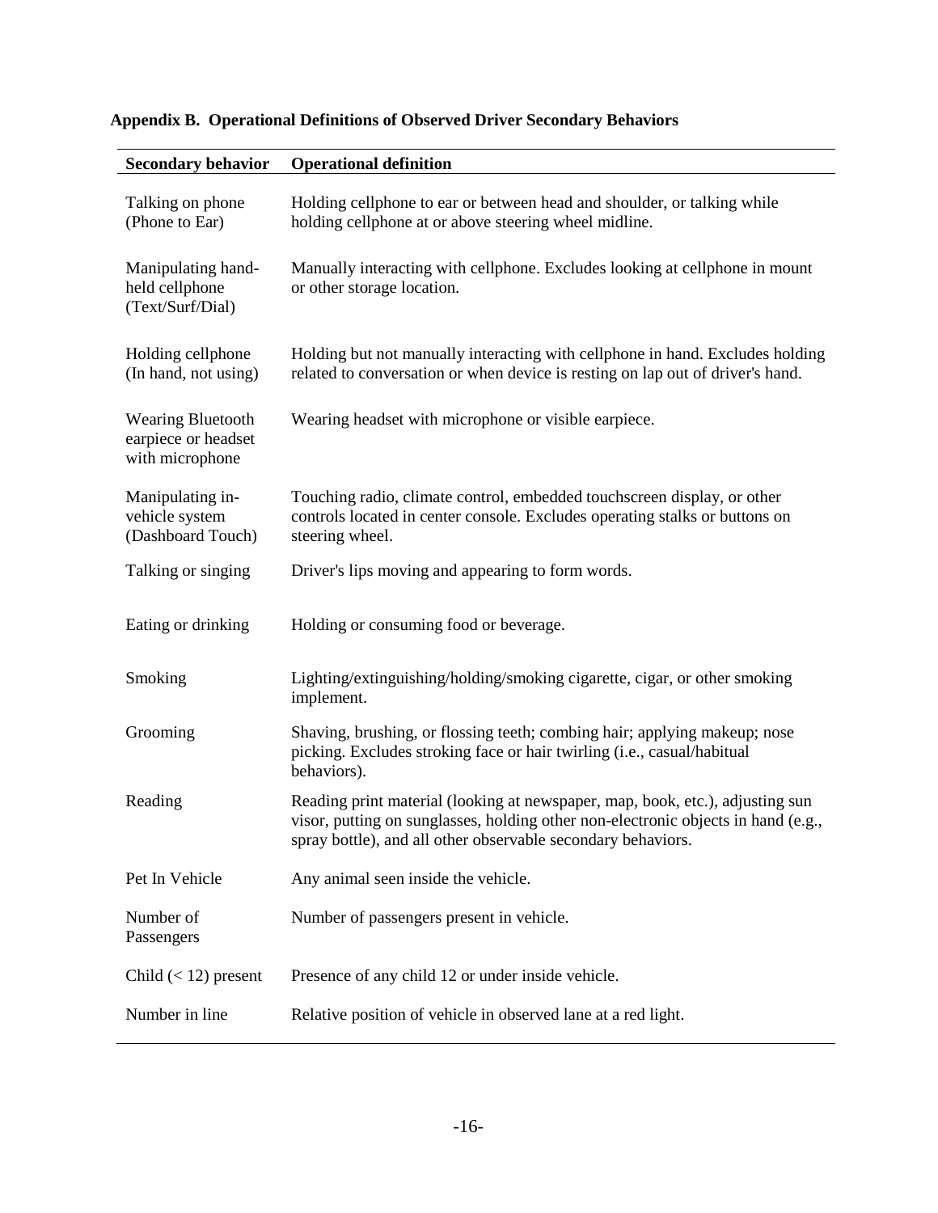## Appendix B. Operational Definitions of Observed Driver Secondary Behaviors

| Secondary behavior | Operational definition |
|---|---|
| Talking on phone (Phone to Ear) | Holding cellphone to ear or between head and shoulder, or talking while holding cellphone at or above steering wheel midline. |
| Manipulating hand-held cellphone (Text/Surf/Dial) | Manually interacting with cellphone. Excludes looking at cellphone in mount or other storage location. |
| Holding cellphone (In hand, not using) | Holding but not manually interacting with cellphone in hand. Excludes holding related to conversation or when device is resting on lap out of driver's hand. |
| Wearing Bluetooth earpiece or headset with microphone | Wearing headset with microphone or visible earpiece. |
| Manipulating in-vehicle system (Dashboard Touch) | Touching radio, climate control, embedded touchscreen display, or other controls located in center console. Excludes operating stalks or buttons on steering wheel. |
| Talking or singing | Driver's lips moving and appearing to form words. |
| Eating or drinking | Holding or consuming food or beverage. |
| Smoking | Lighting/extinguishing/holding/smoking cigarette, cigar, or other smoking implement. |
| Grooming | Shaving, brushing, or flossing teeth; combing hair; applying makeup; nose picking. Excludes stroking face or hair twirling (i.e., casual/habitual behaviors). |
| Reading | Reading print material (looking at newspaper, map, book, etc.), adjusting sun visor, putting on sunglasses, holding other non-electronic objects in hand (e.g., spray bottle), and all other observable secondary behaviors. |
| Pet In Vehicle | Any animal seen inside the vehicle. |
| Number of Passengers | Number of passengers present in vehicle. |
| Child (< 12) present | Presence of any child 12 or under inside vehicle. |
| Number in line | Relative position of vehicle in observed lane at a red light. |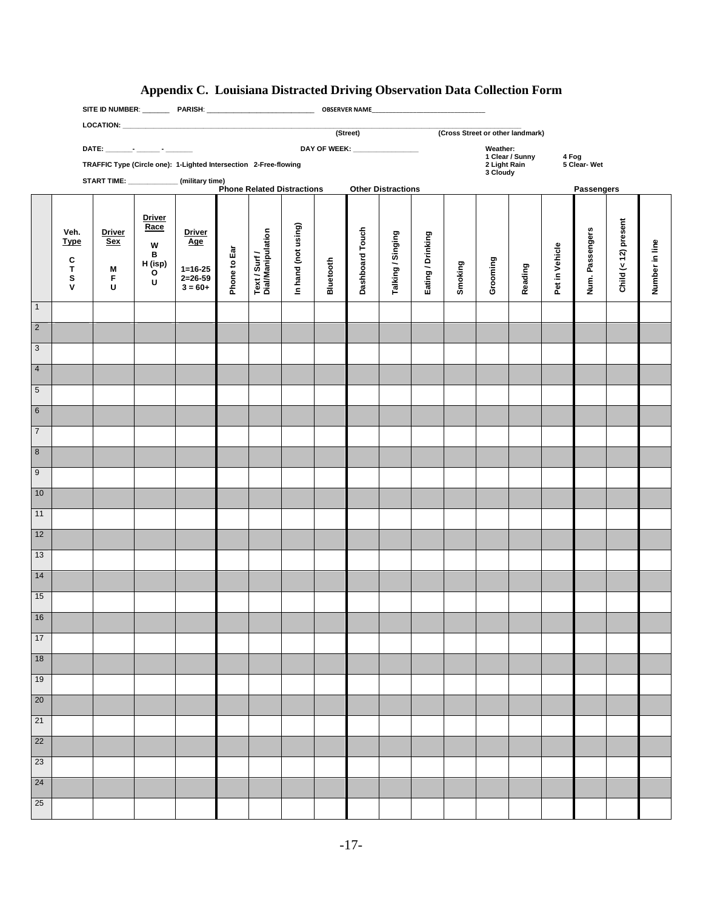# Appendix C. Louisiana Distracted Driving Observation Data Collection Form

**SITE ID NUMBER**: _______ **PARISH**: ____________________________ **OBSERVER NAME**______________________________

**LOCATION**: ______________________________________________________________________________________
(Street) (Cross Street or other landmark)

**DATE**: _______- ______ - _______ **DAY OF WEEK**: _________________

**Weather:**
1 Clear / Sunny
2 Light Rain
3 Cloudy
4 Fog
5 Clear- Wet

**TRAFFIC Type (Circle one): 1-Lighted Intersection 2-Free-flowing**

**START TIME**: _____________ (military time)

| | | | | | Phone Related Distractions | | | | Other Distractions | | | | | | | Passengers | | |
|---|---|---|---|---|---|---|---|---|---|---|---|---|---|---|---|---|---|---|
| | Veh. Type C T S V | Driver Sex M F U | Driver Race W B H (isp) O U | Driver Age 1=16-25 2=26-59 3 = 60+ | Phone to Ear | Text / Surf / Dial/Manipulation | In hand (not using) | Bluetooth | Dashboard Touch | Talking / Singing | Eating / Drinking | Smoking | Grooming | Reading | Pet in Vehicle | Num. Passengers | Child (< 12) present | Number in line |
| 1 | | | | | | | | | | | | | | | | | | |
| 2 | | | | | | | | | | | | | | | | | | |
| 3 | | | | | | | | | | | | | | | | | | |
| 4 | | | | | | | | | | | | | | | | | | |
| 5 | | | | | | | | | | | | | | | | | | |
| 6 | | | | | | | | | | | | | | | | | | |
| 7 | | | | | | | | | | | | | | | | | | |
| 8 | | | | | | | | | | | | | | | | | | |
| 9 | | | | | | | | | | | | | | | | | | |
| 10 | | | | | | | | | | | | | | | | | | |
| 11 | | | | | | | | | | | | | | | | | | |
| 12 | | | | | | | | | | | | | | | | | | |
| 13 | | | | | | | | | | | | | | | | | | |
| 14 | | | | | | | | | | | | | | | | | | |
| 15 | | | | | | | | | | | | | | | | | | |
| 16 | | | | | | | | | | | | | | | | | | |
| 17 | | | | | | | | | | | | | | | | | | |
| 18 | | | | | | | | | | | | | | | | | | |
| 19 | | | | | | | | | | | | | | | | | | |
| 20 | | | | | | | | | | | | | | | | | | |
| 21 | | | | | | | | | | | | | | | | | | |
| 22 | | | | | | | | | | | | | | | | | | |
| 23 | | | | | | | | | | | | | | | | | | |
| 24 | | | | | | | | | | | | | | | | | | |
| 25 | | | | | | | | | | | | | | | | | | |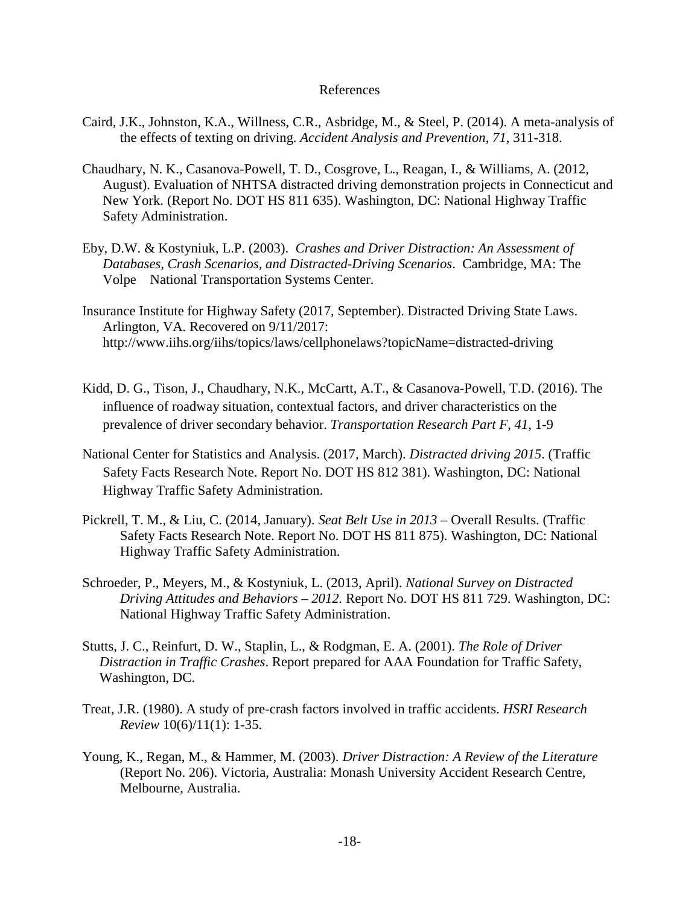# References

Caird, J.K., Johnston, K.A., Willness, C.R., Asbridge, M., & Steel, P. (2014). A meta-analysis of the effects of texting on driving. *Accident Analysis and Prevention*, *71*, 311-318.

Chaudhary, N. K., Casanova-Powell, T. D., Cosgrove, L., Reagan, I., & Williams, A. (2012, August). Evaluation of NHTSA distracted driving demonstration projects in Connecticut and New York. (Report No. DOT HS 811 635). Washington, DC: National Highway Traffic Safety Administration.

Eby, D.W. & Kostyniuk, L.P. (2003). *Crashes and Driver Distraction: An Assessment of Databases, Crash Scenarios, and Distracted-Driving Scenarios*. Cambridge, MA: The Volpe National Transportation Systems Center.

Insurance Institute for Highway Safety (2017, September). Distracted Driving State Laws. Arlington, VA. Recovered on 9/11/2017: http://www.iihs.org/iihs/topics/laws/cellphonelaws?topicName=distracted-driving

Kidd, D. G., Tison, J., Chaudhary, N.K., McCartt, A.T., & Casanova-Powell, T.D. (2016). The influence of roadway situation, contextual factors, and driver characteristics on the prevalence of driver secondary behavior. *Transportation Research Part F*, *41*, 1-9

National Center for Statistics and Analysis. (2017, March). *Distracted driving 2015*. (Traffic Safety Facts Research Note. Report No. DOT HS 812 381). Washington, DC: National Highway Traffic Safety Administration.

Pickrell, T. M., & Liu, C. (2014, January). *Seat Belt Use in 2013* – Overall Results. (Traffic Safety Facts Research Note. Report No. DOT HS 811 875). Washington, DC: National Highway Traffic Safety Administration.

Schroeder, P., Meyers, M., & Kostyniuk, L. (2013, April). *National Survey on Distracted Driving Attitudes and Behaviors – 2012*. Report No. DOT HS 811 729. Washington, DC: National Highway Traffic Safety Administration.

Stutts, J. C., Reinfurt, D. W., Staplin, L., & Rodgman, E. A. (2001). *The Role of Driver Distraction in Traffic Crashes*. Report prepared for AAA Foundation for Traffic Safety, Washington, DC.

Treat, J.R. (1980). A study of pre-crash factors involved in traffic accidents. *HSRI Research Review* 10(6)/11(1): 1-35.

Young, K., Regan, M., & Hammer, M. (2003). *Driver Distraction: A Review of the Literature* (Report No. 206). Victoria, Australia: Monash University Accident Research Centre, Melbourne, Australia.